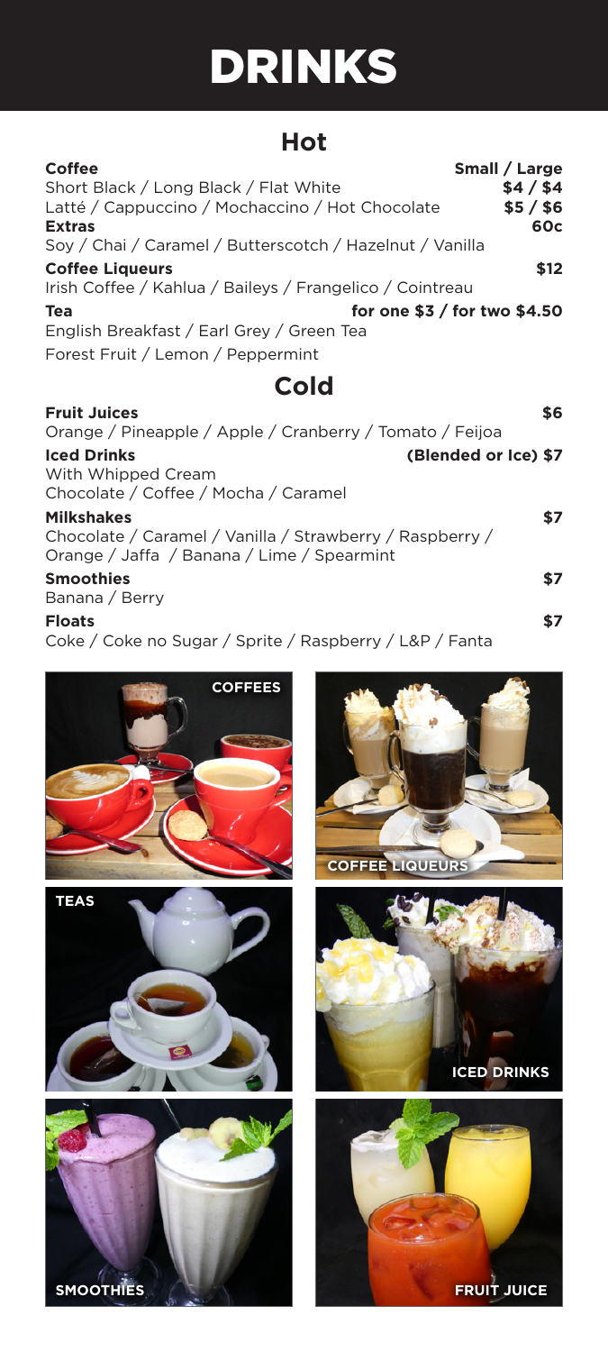# DRINKS

## Hot

**Coffee** — Small / Large

Short Black / Long Black / Flat White — $4 / $4

Latté / Cappuccino / Mochaccino / Hot Chocolate — $5 / $6

**Extras** — 60c

Soy / Chai / Caramel / Butterscotch / Hazelnut / Vanilla

**Coffee Liqueurs** — $12

Irish Coffee / Kahlua / Baileys / Frangelico / Cointreau

**Tea** — for one $3 / for two $4.50

English Breakfast / Earl Grey / Green Tea

Forest Fruit / Lemon / Peppermint

## Cold

**Fruit Juices** — $6

Orange / Pineapple / Apple / Cranberry / Tomato / Feijoa

**Iced Drinks** — (Blended or Ice) $7

With Whipped Cream

Chocolate / Coffee / Mocha / Caramel

**Milkshakes** — $7

Chocolate / Caramel / Vanilla / Strawberry / Raspberry / Orange / Jaffa / Banana / Lime / Spearmint

**Smoothies** — $7

Banana / Berry

**Floats** — $7

Coke / Coke no Sugar / Sprite / Raspberry / L&P / Fanta

COFFEES

COFFEE LIQUEURS

TEAS

ICED DRINKS

SMOOTHIES

FRUIT JUICE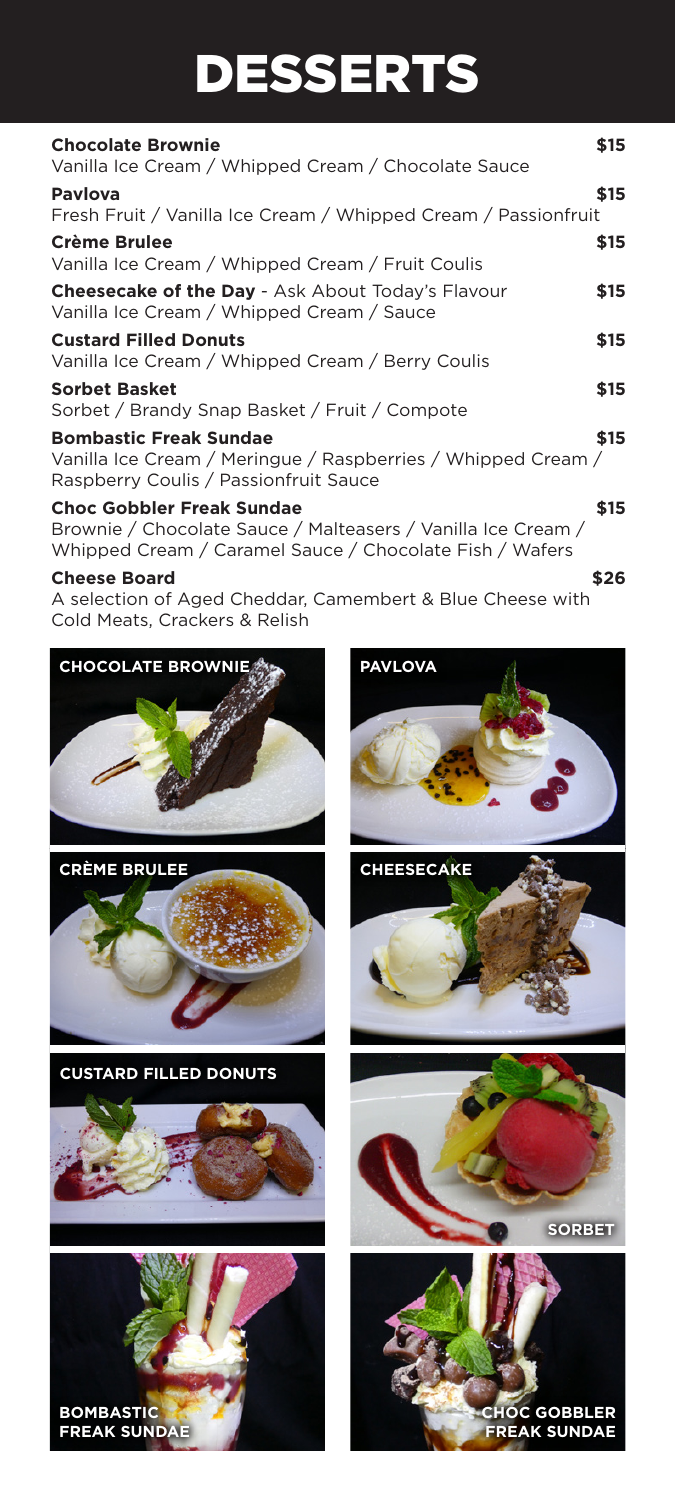# DESSERTS

**Chocolate Brownie** $15
Vanilla Ice Cream / Whipped Cream / Chocolate Sauce

**Pavlova** $15
Fresh Fruit / Vanilla Ice Cream / Whipped Cream / Passionfruit

**Crème Brulee** $15
Vanilla Ice Cream / Whipped Cream / Fruit Coulis

**Cheesecake of the Day** - Ask About Today's Flavour $15
Vanilla Ice Cream / Whipped Cream / Sauce

**Custard Filled Donuts** $15
Vanilla Ice Cream / Whipped Cream / Berry Coulis

**Sorbet Basket** $15
Sorbet / Brandy Snap Basket / Fruit / Compote

**Bombastic Freak Sundae** $15
Vanilla Ice Cream / Meringue / Raspberries / Whipped Cream / Raspberry Coulis / Passionfruit Sauce

**Choc Gobbler Freak Sundae** $15
Brownie / Chocolate Sauce / Malteasers / Vanilla Ice Cream / Whipped Cream / Caramel Sauce / Chocolate Fish / Wafers

**Cheese Board** $26
A selection of Aged Cheddar, Camembert & Blue Cheese with Cold Meats, Crackers & Relish

CHOCOLATE BROWNIE

PAVLOVA

CRÈME BRULEE

CHEESECAKE

CUSTARD FILLED DONUTS

SORBET

BOMBASTIC FREAK SUNDAE

CHOC GOBBLER FREAK SUNDAE